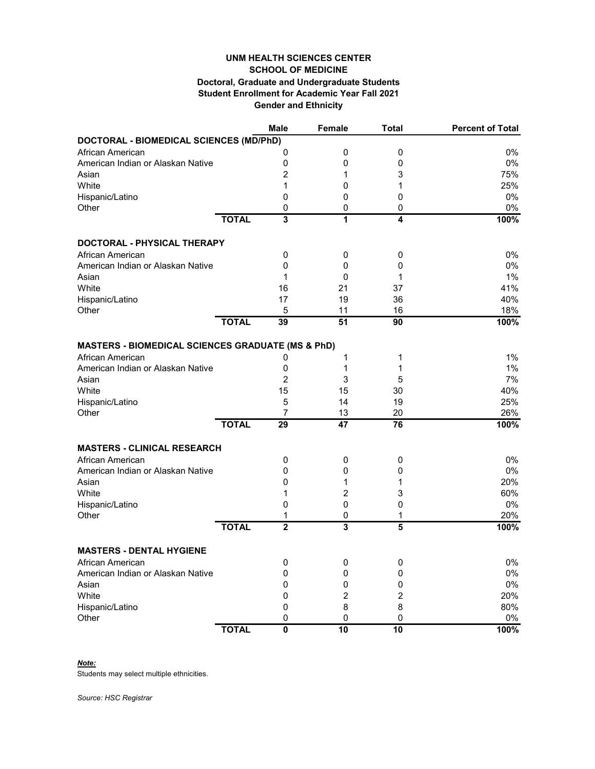**UNM HEALTH SCIENCES CENTER**
**SCHOOL OF MEDICINE**
**Doctoral, Graduate and Undergraduate Students**
**Student Enrollment for Academic Year Fall 2021**
**Gender and Ethnicity**

| | | Male | Female | Total | Percent of Total |
|---|---|---|---|---|---|
| **DOCTORAL - BIOMEDICAL SCIENCES (MD/PhD)** | | | | | |
| African American | | 0 | 0 | 0 | 0% |
| American Indian or Alaskan Native | | 0 | 0 | 0 | 0% |
| Asian | | 2 | 1 | 3 | 75% |
| White | | 1 | 0 | 1 | 25% |
| Hispanic/Latino | | 0 | 0 | 0 | 0% |
| Other | | 0 | 0 | 0 | 0% |
| | **TOTAL** | **3** | **1** | **4** | **100%** |
| **DOCTORAL - PHYSICAL THERAPY** | | | | | |
| African American | | 0 | 0 | 0 | 0% |
| American Indian or Alaskan Native | | 0 | 0 | 0 | 0% |
| Asian | | 1 | 0 | 1 | 1% |
| White | | 16 | 21 | 37 | 41% |
| Hispanic/Latino | | 17 | 19 | 36 | 40% |
| Other | | 5 | 11 | 16 | 18% |
| | **TOTAL** | **39** | **51** | **90** | **100%** |
| **MASTERS - BIOMEDICAL SCIENCES GRADUATE (MS & PhD)** | | | | | |
| African American | | 0 | 1 | 1 | 1% |
| American Indian or Alaskan Native | | 0 | 1 | 1 | 1% |
| Asian | | 2 | 3 | 5 | 7% |
| White | | 15 | 15 | 30 | 40% |
| Hispanic/Latino | | 5 | 14 | 19 | 25% |
| Other | | 7 | 13 | 20 | 26% |
| | **TOTAL** | **29** | **47** | **76** | **100%** |
| **MASTERS - CLINICAL RESEARCH** | | | | | |
| African American | | 0 | 0 | 0 | 0% |
| American Indian or Alaskan Native | | 0 | 0 | 0 | 0% |
| Asian | | 0 | 1 | 1 | 20% |
| White | | 1 | 2 | 3 | 60% |
| Hispanic/Latino | | 0 | 0 | 0 | 0% |
| Other | | 1 | 0 | 1 | 20% |
| | **TOTAL** | **2** | **3** | **5** | **100%** |
| **MASTERS - DENTAL HYGIENE** | | | | | |
| African American | | 0 | 0 | 0 | 0% |
| American Indian or Alaskan Native | | 0 | 0 | 0 | 0% |
| Asian | | 0 | 0 | 0 | 0% |
| White | | 0 | 2 | 2 | 20% |
| Hispanic/Latino | | 0 | 8 | 8 | 80% |
| Other | | 0 | 0 | 0 | 0% |
| | **TOTAL** | **0** | **10** | **10** | **100%** |

***Note:***
Students may select multiple ethnicities.

*Source: HSC Registrar*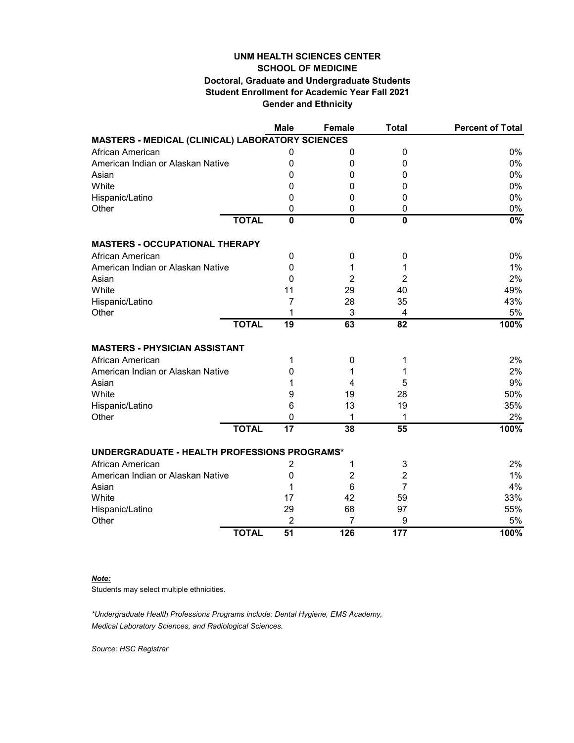**UNM HEALTH SCIENCES CENTER**
**SCHOOL OF MEDICINE**
**Doctoral, Graduate and Undergraduate Students**
**Student Enrollment for Academic Year Fall 2021**
**Gender and Ethnicity**

| | Male | Female | Total | Percent of Total |
|---|---|---|---|---|
| **MASTERS - MEDICAL (CLINICAL) LABORATORY SCIENCES** | | | | |
| African American | 0 | 0 | 0 | 0% |
| American Indian or Alaskan Native | 0 | 0 | 0 | 0% |
| Asian | 0 | 0 | 0 | 0% |
| White | 0 | 0 | 0 | 0% |
| Hispanic/Latino | 0 | 0 | 0 | 0% |
| Other | 0 | 0 | 0 | 0% |
| **TOTAL** | **0** | **0** | **0** | **0%** |
| | | | | |
| **MASTERS - OCCUPATIONAL THERAPY** | | | | |
| African American | 0 | 0 | 0 | 0% |
| American Indian or Alaskan Native | 0 | 1 | 1 | 1% |
| Asian | 0 | 2 | 2 | 2% |
| White | 11 | 29 | 40 | 49% |
| Hispanic/Latino | 7 | 28 | 35 | 43% |
| Other | 1 | 3 | 4 | 5% |
| **TOTAL** | **19** | **63** | **82** | **100%** |
| | | | | |
| **MASTERS - PHYSICIAN ASSISTANT** | | | | |
| African American | 1 | 0 | 1 | 2% |
| American Indian or Alaskan Native | 0 | 1 | 1 | 2% |
| Asian | 1 | 4 | 5 | 9% |
| White | 9 | 19 | 28 | 50% |
| Hispanic/Latino | 6 | 13 | 19 | 35% |
| Other | 0 | 1 | 1 | 2% |
| **TOTAL** | **17** | **38** | **55** | **100%** |
| | | | | |
| **UNDERGRADUATE - HEALTH PROFESSIONS PROGRAMS*** | | | | |
| African American | 2 | 1 | 3 | 2% |
| American Indian or Alaskan Native | 0 | 2 | 2 | 1% |
| Asian | 1 | 6 | 7 | 4% |
| White | 17 | 42 | 59 | 33% |
| Hispanic/Latino | 29 | 68 | 97 | 55% |
| Other | 2 | 7 | 9 | 5% |
| **TOTAL** | **51** | **126** | **177** | **100%** |

***Note:***
Students may select multiple ethnicities.

*\*Undergraduate Health Professions Programs include: Dental Hygiene, EMS Academy, Medical Laboratory Sciences, and Radiological Sciences.*

*Source: HSC Registrar*